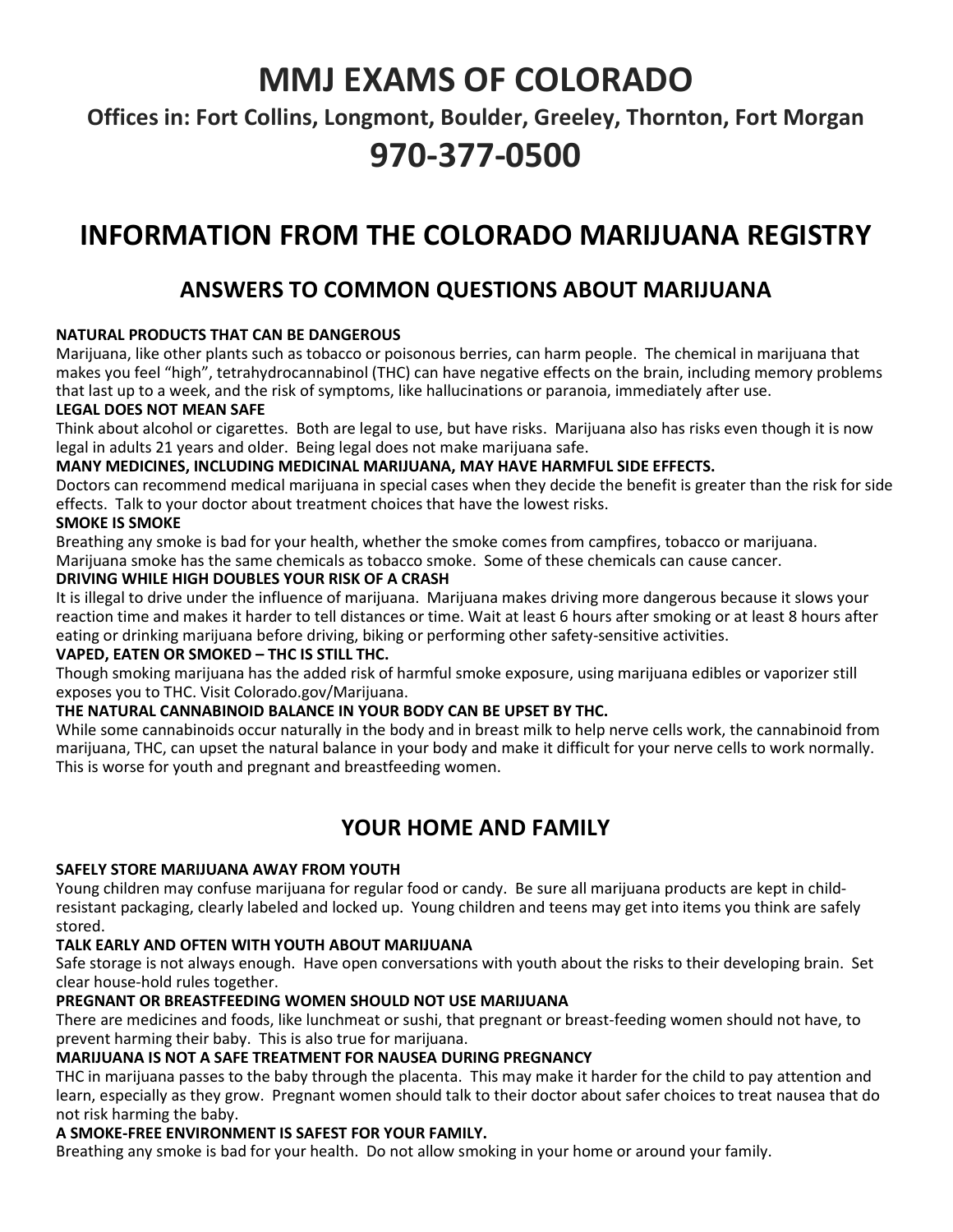# MMJ EXAMS OF COLORADO

### Offices in: Fort Collins, Longmont, Boulder, Greeley, Thornton, Fort Morgan

## 970-377-0500

## INFORMATION FROM THE COLORADO MARIJUANA REGISTRY

### ANSWERS TO COMMON QUESTIONS ABOUT MARIJUANA

**NATURAL PRODUCTS THAT CAN BE DANGEROUS**

Marijuana, like other plants such as tobacco or poisonous berries, can harm people. The chemical in marijuana that makes you feel "high", tetrahydrocannabinol (THC) can have negative effects on the brain, including memory problems that last up to a week, and the risk of symptoms, like hallucinations or paranoia, immediately after use.

**LEGAL DOES NOT MEAN SAFE**

Think about alcohol or cigarettes. Both are legal to use, but have risks. Marijuana also has risks even though it is now legal in adults 21 years and older. Being legal does not make marijuana safe.

**MANY MEDICINES, INCLUDING MEDICINAL MARIJUANA, MAY HAVE HARMFUL SIDE EFFECTS.**

Doctors can recommend medical marijuana in special cases when they decide the benefit is greater than the risk for side effects. Talk to your doctor about treatment choices that have the lowest risks.

**SMOKE IS SMOKE**

Breathing any smoke is bad for your health, whether the smoke comes from campfires, tobacco or marijuana. Marijuana smoke has the same chemicals as tobacco smoke. Some of these chemicals can cause cancer.

**DRIVING WHILE HIGH DOUBLES YOUR RISK OF A CRASH**

It is illegal to drive under the influence of marijuana. Marijuana makes driving more dangerous because it slows your reaction time and makes it harder to tell distances or time. Wait at least 6 hours after smoking or at least 8 hours after eating or drinking marijuana before driving, biking or performing other safety-sensitive activities.

**VAPED, EATEN OR SMOKED – THC IS STILL THC.**

Though smoking marijuana has the added risk of harmful smoke exposure, using marijuana edibles or vaporizer still exposes you to THC. Visit Colorado.gov/Marijuana.

**THE NATURAL CANNABINOID BALANCE IN YOUR BODY CAN BE UPSET BY THC.**

While some cannabinoids occur naturally in the body and in breast milk to help nerve cells work, the cannabinoid from marijuana, THC, can upset the natural balance in your body and make it difficult for your nerve cells to work normally. This is worse for youth and pregnant and breastfeeding women.

### YOUR HOME AND FAMILY

**SAFELY STORE MARIJUANA AWAY FROM YOUTH**

Young children may confuse marijuana for regular food or candy. Be sure all marijuana products are kept in child-resistant packaging, clearly labeled and locked up. Young children and teens may get into items you think are safely stored.

**TALK EARLY AND OFTEN WITH YOUTH ABOUT MARIJUANA**

Safe storage is not always enough. Have open conversations with youth about the risks to their developing brain. Set clear house-hold rules together.

**PREGNANT OR BREASTFEEDING WOMEN SHOULD NOT USE MARIJUANA**

There are medicines and foods, like lunchmeat or sushi, that pregnant or breast-feeding women should not have, to prevent harming their baby. This is also true for marijuana.

**MARIJUANA IS NOT A SAFE TREATMENT FOR NAUSEA DURING PREGNANCY**

THC in marijuana passes to the baby through the placenta. This may make it harder for the child to pay attention and learn, especially as they grow. Pregnant women should talk to their doctor about safer choices to treat nausea that do not risk harming the baby.

**A SMOKE-FREE ENVIRONMENT IS SAFEST FOR YOUR FAMILY.**

Breathing any smoke is bad for your health. Do not allow smoking in your home or around your family.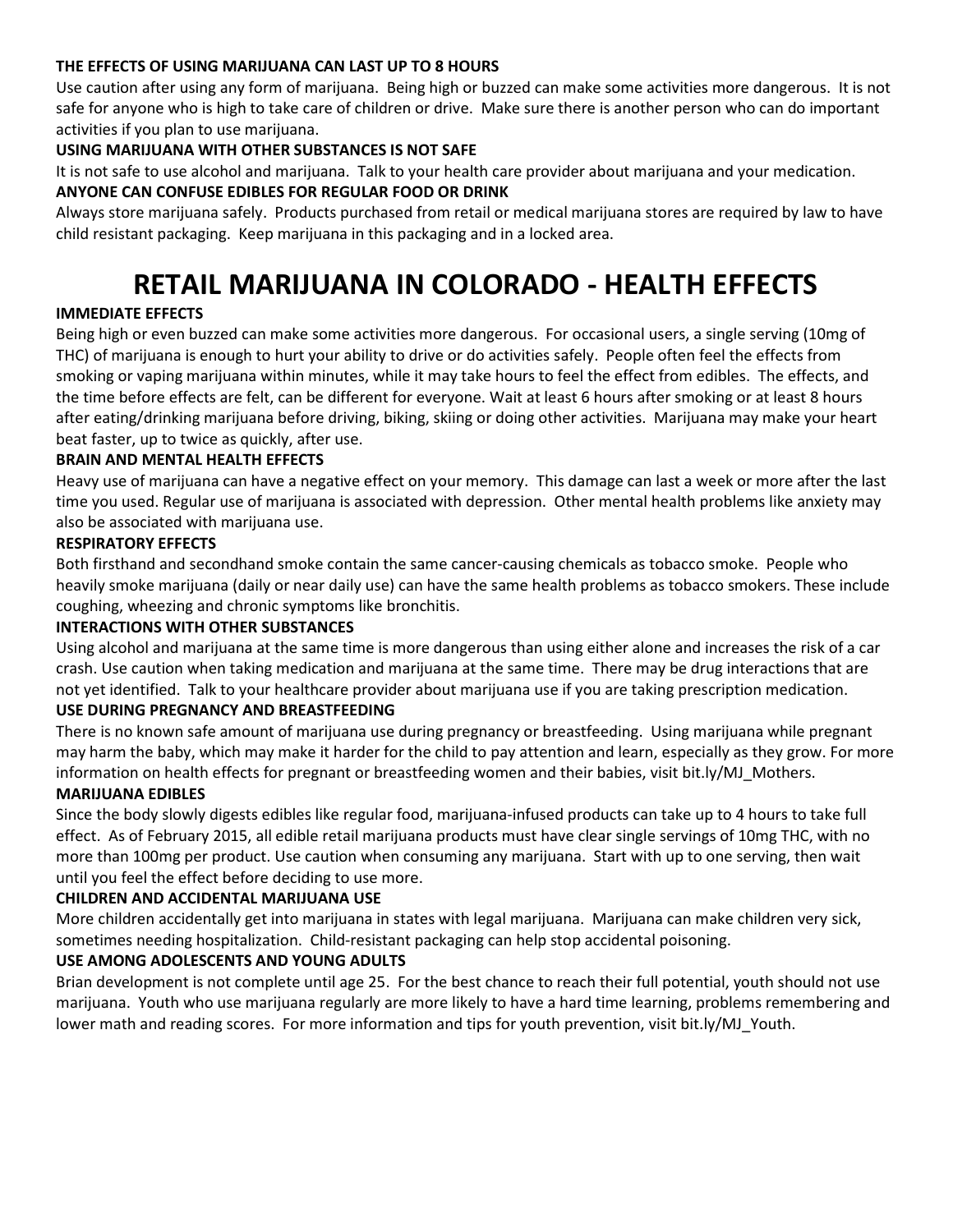**THE EFFECTS OF USING MARIJUANA CAN LAST UP TO 8 HOURS**

Use caution after using any form of marijuana. Being high or buzzed can make some activities more dangerous. It is not safe for anyone who is high to take care of children or drive. Make sure there is another person who can do important activities if you plan to use marijuana.

**USING MARIJUANA WITH OTHER SUBSTANCES IS NOT SAFE**

It is not safe to use alcohol and marijuana. Talk to your health care provider about marijuana and your medication.

**ANYONE CAN CONFUSE EDIBLES FOR REGULAR FOOD OR DRINK**

Always store marijuana safely. Products purchased from retail or medical marijuana stores are required by law to have child resistant packaging. Keep marijuana in this packaging and in a locked area.

# RETAIL MARIJUANA IN COLORADO - HEALTH EFFECTS

**IMMEDIATE EFFECTS**

Being high or even buzzed can make some activities more dangerous. For occasional users, a single serving (10mg of THC) of marijuana is enough to hurt your ability to drive or do activities safely. People often feel the effects from smoking or vaping marijuana within minutes, while it may take hours to feel the effect from edibles. The effects, and the time before effects are felt, can be different for everyone. Wait at least 6 hours after smoking or at least 8 hours after eating/drinking marijuana before driving, biking, skiing or doing other activities. Marijuana may make your heart beat faster, up to twice as quickly, after use.

**BRAIN AND MENTAL HEALTH EFFECTS**

Heavy use of marijuana can have a negative effect on your memory. This damage can last a week or more after the last time you used. Regular use of marijuana is associated with depression. Other mental health problems like anxiety may also be associated with marijuana use.

**RESPIRATORY EFFECTS**

Both firsthand and secondhand smoke contain the same cancer-causing chemicals as tobacco smoke. People who heavily smoke marijuana (daily or near daily use) can have the same health problems as tobacco smokers. These include coughing, wheezing and chronic symptoms like bronchitis.

**INTERACTIONS WITH OTHER SUBSTANCES**

Using alcohol and marijuana at the same time is more dangerous than using either alone and increases the risk of a car crash. Use caution when taking medication and marijuana at the same time. There may be drug interactions that are not yet identified. Talk to your healthcare provider about marijuana use if you are taking prescription medication.

**USE DURING PREGNANCY AND BREASTFEEDING**

There is no known safe amount of marijuana use during pregnancy or breastfeeding. Using marijuana while pregnant may harm the baby, which may make it harder for the child to pay attention and learn, especially as they grow. For more information on health effects for pregnant or breastfeeding women and their babies, visit bit.ly/MJ_Mothers.

**MARIJUANA EDIBLES**

Since the body slowly digests edibles like regular food, marijuana-infused products can take up to 4 hours to take full effect. As of February 2015, all edible retail marijuana products must have clear single servings of 10mg THC, with no more than 100mg per product. Use caution when consuming any marijuana. Start with up to one serving, then wait until you feel the effect before deciding to use more.

**CHILDREN AND ACCIDENTAL MARIJUANA USE**

More children accidentally get into marijuana in states with legal marijuana. Marijuana can make children very sick, sometimes needing hospitalization. Child-resistant packaging can help stop accidental poisoning.

**USE AMONG ADOLESCENTS AND YOUNG ADULTS**

Brian development is not complete until age 25. For the best chance to reach their full potential, youth should not use marijuana. Youth who use marijuana regularly are more likely to have a hard time learning, problems remembering and lower math and reading scores. For more information and tips for youth prevention, visit bit.ly/MJ_Youth.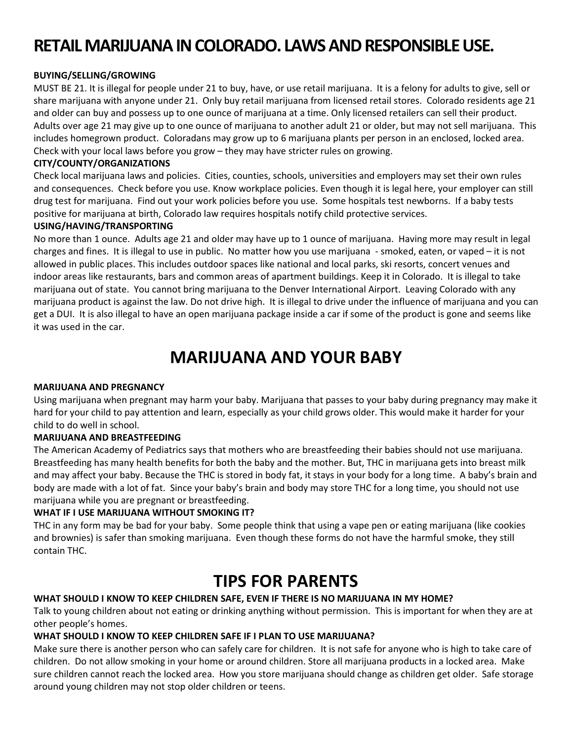# RETAIL MARIJUANA IN COLORADO. LAWS AND RESPONSIBLE USE.

**BUYING/SELLING/GROWING**

MUST BE 21. It is illegal for people under 21 to buy, have, or use retail marijuana. It is a felony for adults to give, sell or share marijuana with anyone under 21. Only buy retail marijuana from licensed retail stores. Colorado residents age 21 and older can buy and possess up to one ounce of marijuana at a time. Only licensed retailers can sell their product. Adults over age 21 may give up to one ounce of marijuana to another adult 21 or older, but may not sell marijuana. This includes homegrown product. Coloradans may grow up to 6 marijuana plants per person in an enclosed, locked area. Check with your local laws before you grow – they may have stricter rules on growing.

**CITY/COUNTY/ORGANIZATIONS**

Check local marijuana laws and policies. Cities, counties, schools, universities and employers may set their own rules and consequences. Check before you use. Know workplace policies. Even though it is legal here, your employer can still drug test for marijuana. Find out your work policies before you use. Some hospitals test newborns. If a baby tests positive for marijuana at birth, Colorado law requires hospitals notify child protective services.

**USING/HAVING/TRANSPORTING**

No more than 1 ounce. Adults age 21 and older may have up to 1 ounce of marijuana. Having more may result in legal charges and fines. It is illegal to use in public. No matter how you use marijuana - smoked, eaten, or vaped – it is not allowed in public places. This includes outdoor spaces like national and local parks, ski resorts, concert venues and indoor areas like restaurants, bars and common areas of apartment buildings. Keep it in Colorado. It is illegal to take marijuana out of state. You cannot bring marijuana to the Denver International Airport. Leaving Colorado with any marijuana product is against the law. Do not drive high. It is illegal to drive under the influence of marijuana and you can get a DUI. It is also illegal to have an open marijuana package inside a car if some of the product is gone and seems like it was used in the car.

# MARIJUANA AND YOUR BABY

**MARIJUANA AND PREGNANCY**

Using marijuana when pregnant may harm your baby. Marijuana that passes to your baby during pregnancy may make it hard for your child to pay attention and learn, especially as your child grows older. This would make it harder for your child to do well in school.

**MARIJUANA AND BREASTFEEDING**

The American Academy of Pediatrics says that mothers who are breastfeeding their babies should not use marijuana. Breastfeeding has many health benefits for both the baby and the mother. But, THC in marijuana gets into breast milk and may affect your baby. Because the THC is stored in body fat, it stays in your body for a long time. A baby's brain and body are made with a lot of fat. Since your baby's brain and body may store THC for a long time, you should not use marijuana while you are pregnant or breastfeeding.

**WHAT IF I USE MARIJUANA WITHOUT SMOKING IT?**

THC in any form may be bad for your baby. Some people think that using a vape pen or eating marijuana (like cookies and brownies) is safer than smoking marijuana. Even though these forms do not have the harmful smoke, they still contain THC.

# TIPS FOR PARENTS

**WHAT SHOULD I KNOW TO KEEP CHILDREN SAFE, EVEN IF THERE IS NO MARIJUANA IN MY HOME?**

Talk to young children about not eating or drinking anything without permission. This is important for when they are at other people's homes.

**WHAT SHOULD I KNOW TO KEEP CHILDREN SAFE IF I PLAN TO USE MARIJUANA?**

Make sure there is another person who can safely care for children. It is not safe for anyone who is high to take care of children. Do not allow smoking in your home or around children. Store all marijuana products in a locked area. Make sure children cannot reach the locked area. How you store marijuana should change as children get older. Safe storage around young children may not stop older children or teens.